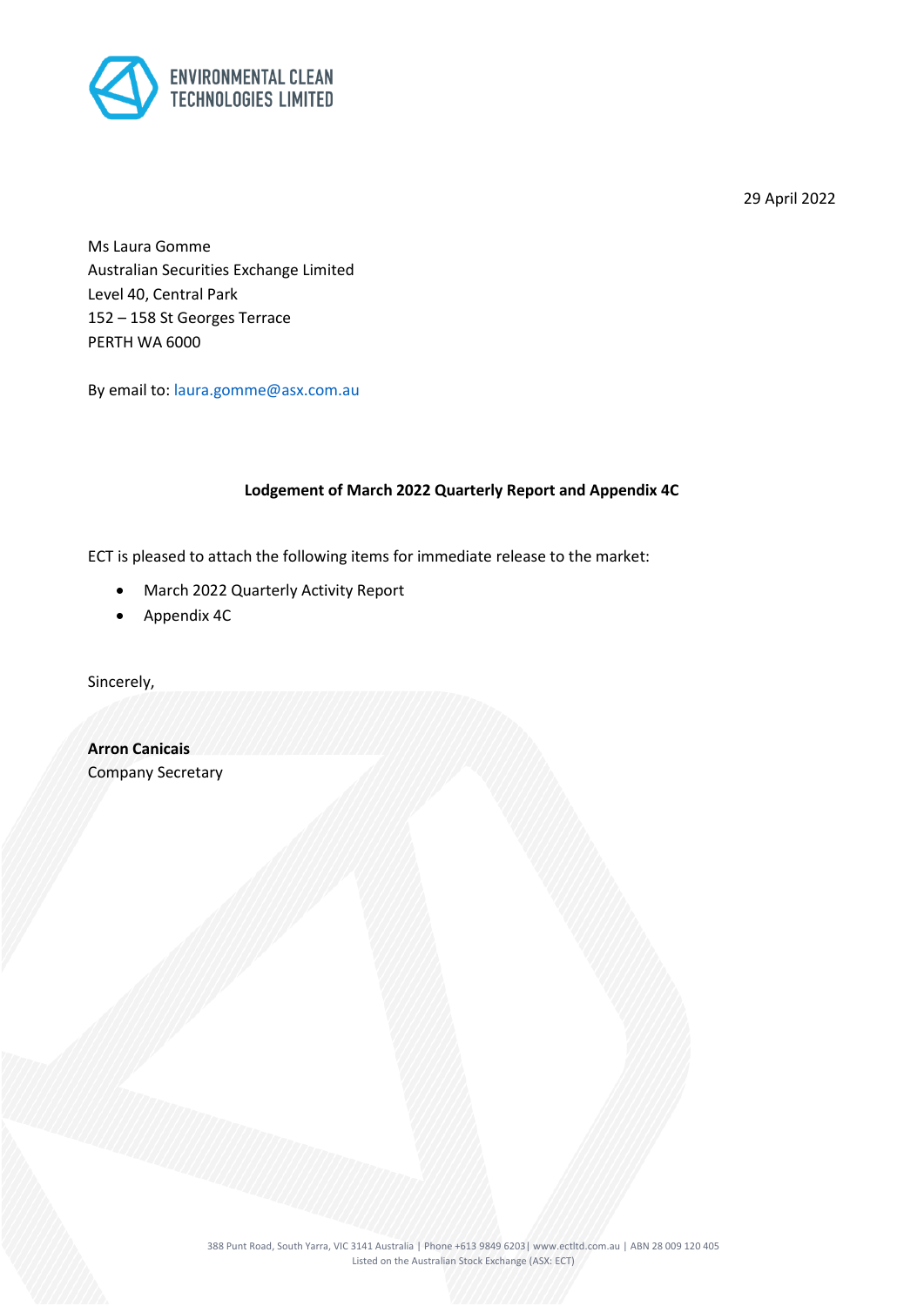ENVIRONMENTAL CLEAN TECHNOLOGIES LIMITED

29 April 2022

Ms Laura Gomme
Australian Securities Exchange Limited
Level 40, Central Park
152 – 158 St Georges Terrace
PERTH WA 6000

By email to: laura.gomme@asx.com.au

**Lodgement of March 2022 Quarterly Report and Appendix 4C**

ECT is pleased to attach the following items for immediate release to the market:

- March 2022 Quarterly Activity Report
- Appendix 4C

Sincerely,

**Arron Canicais**
Company Secretary

388 Punt Road, South Yarra, VIC 3141 Australia | Phone +613 9849 6203| www.ectltd.com.au | ABN 28 009 120 405
Listed on the Australian Stock Exchange (ASX: ECT)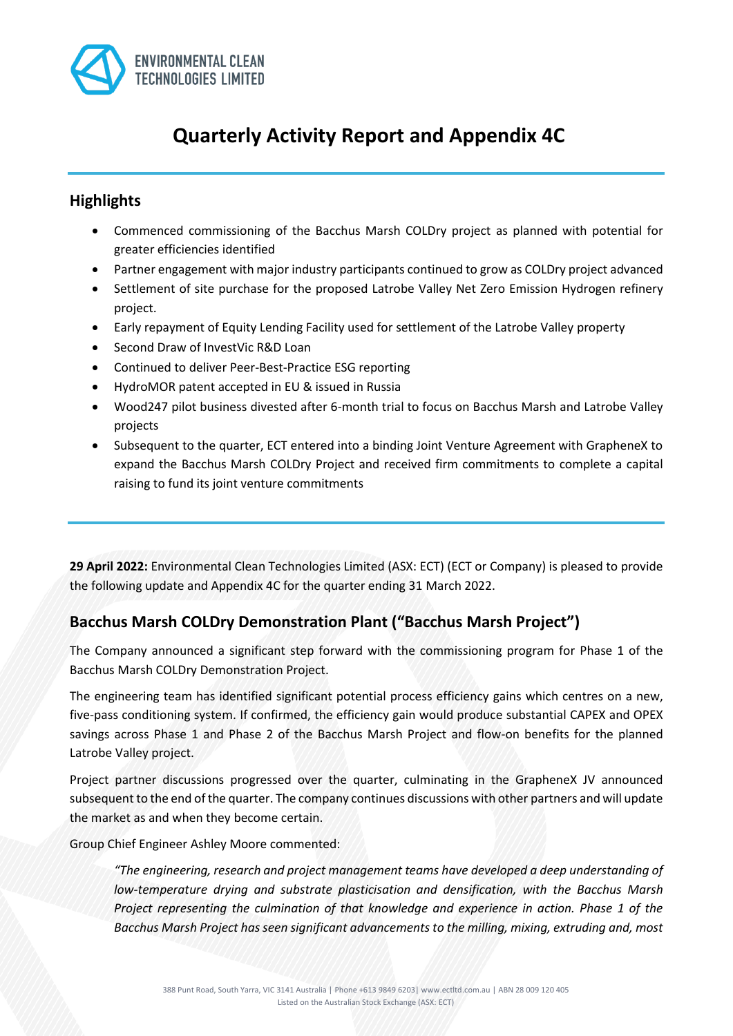# Quarterly Activity Report and Appendix 4C

## Highlights

- Commenced commissioning of the Bacchus Marsh COLDry project as planned with potential for greater efficiencies identified
- Partner engagement with major industry participants continued to grow as COLDry project advanced
- Settlement of site purchase for the proposed Latrobe Valley Net Zero Emission Hydrogen refinery project.
- Early repayment of Equity Lending Facility used for settlement of the Latrobe Valley property
- Second Draw of InvestVic R&D Loan
- Continued to deliver Peer-Best-Practice ESG reporting
- HydroMOR patent accepted in EU & issued in Russia
- Wood247 pilot business divested after 6-month trial to focus on Bacchus Marsh and Latrobe Valley projects
- Subsequent to the quarter, ECT entered into a binding Joint Venture Agreement with GrapheneX to expand the Bacchus Marsh COLDry Project and received firm commitments to complete a capital raising to fund its joint venture commitments

**29 April 2022:** Environmental Clean Technologies Limited (ASX: ECT) (ECT or Company) is pleased to provide the following update and Appendix 4C for the quarter ending 31 March 2022.

## Bacchus Marsh COLDry Demonstration Plant ("Bacchus Marsh Project")

The Company announced a significant step forward with the commissioning program for Phase 1 of the Bacchus Marsh COLDry Demonstration Project.

The engineering team has identified significant potential process efficiency gains which centres on a new, five-pass conditioning system. If confirmed, the efficiency gain would produce substantial CAPEX and OPEX savings across Phase 1 and Phase 2 of the Bacchus Marsh Project and flow-on benefits for the planned Latrobe Valley project.

Project partner discussions progressed over the quarter, culminating in the GrapheneX JV announced subsequent to the end of the quarter. The company continues discussions with other partners and will update the market as and when they become certain.

Group Chief Engineer Ashley Moore commented:

> *"The engineering, research and project management teams have developed a deep understanding of low-temperature drying and substrate plasticisation and densification, with the Bacchus Marsh Project representing the culmination of that knowledge and experience in action. Phase 1 of the Bacchus Marsh Project has seen significant advancements to the milling, mixing, extruding and, most*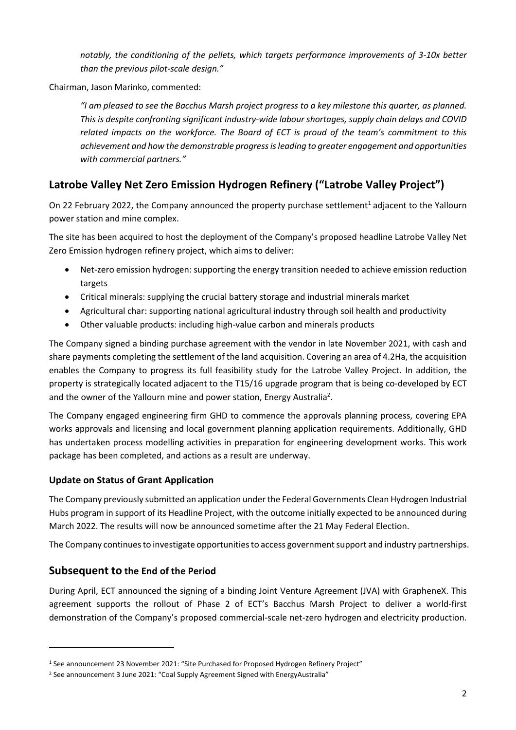*notably, the conditioning of the pellets, which targets performance improvements of 3-10x better than the previous pilot-scale design."*

Chairman, Jason Marinko, commented:

*"I am pleased to see the Bacchus Marsh project progress to a key milestone this quarter, as planned. This is despite confronting significant industry-wide labour shortages, supply chain delays and COVID related impacts on the workforce. The Board of ECT is proud of the team's commitment to this achievement and how the demonstrable progress is leading to greater engagement and opportunities with commercial partners."*

## Latrobe Valley Net Zero Emission Hydrogen Refinery ("Latrobe Valley Project")

On 22 February 2022, the Company announced the property purchase settlement[1] adjacent to the Yallourn power station and mine complex.

The site has been acquired to host the deployment of the Company's proposed headline Latrobe Valley Net Zero Emission hydrogen refinery project, which aims to deliver:

- Net-zero emission hydrogen: supporting the energy transition needed to achieve emission reduction targets
- Critical minerals: supplying the crucial battery storage and industrial minerals market
- Agricultural char: supporting national agricultural industry through soil health and productivity
- Other valuable products: including high-value carbon and minerals products

The Company signed a binding purchase agreement with the vendor in late November 2021, with cash and share payments completing the settlement of the land acquisition. Covering an area of 4.2Ha, the acquisition enables the Company to progress its full feasibility study for the Latrobe Valley Project. In addition, the property is strategically located adjacent to the T15/16 upgrade program that is being co-developed by ECT and the owner of the Yallourn mine and power station, Energy Australia[2].

The Company engaged engineering firm GHD to commence the approvals planning process, covering EPA works approvals and licensing and local government planning application requirements. Additionally, GHD has undertaken process modelling activities in preparation for engineering development works. This work package has been completed, and actions as a result are underway.

### Update on Status of Grant Application

The Company previously submitted an application under the Federal Governments Clean Hydrogen Industrial Hubs program in support of its Headline Project, with the outcome initially expected to be announced during March 2022. The results will now be announced sometime after the 21 May Federal Election.

The Company continues to investigate opportunities to access government support and industry partnerships.

## Subsequent to the End of the Period

During April, ECT announced the signing of a binding Joint Venture Agreement (JVA) with GrapheneX. This agreement supports the rollout of Phase 2 of ECT's Bacchus Marsh Project to deliver a world-first demonstration of the Company's proposed commercial-scale net-zero hydrogen and electricity production.

[1] See announcement 23 November 2021: "Site Purchased for Proposed Hydrogen Refinery Project"

[2] See announcement 3 June 2021: "Coal Supply Agreement Signed with EnergyAustralia"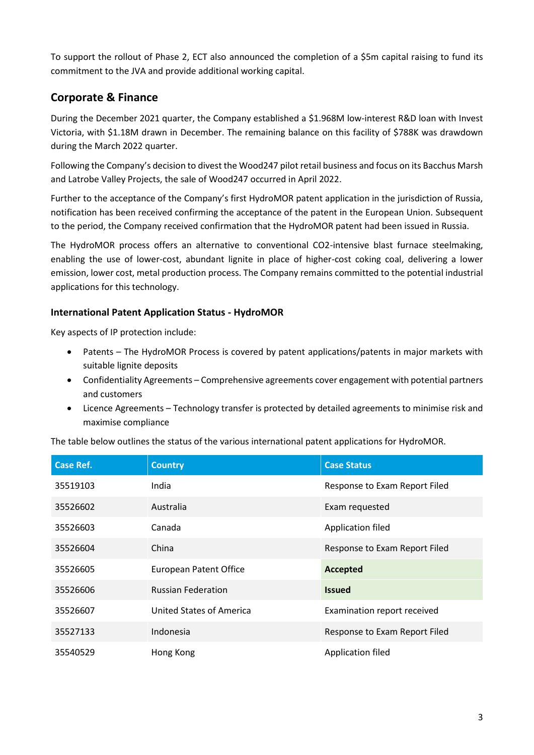To support the rollout of Phase 2, ECT also announced the completion of a $5m capital raising to fund its commitment to the JVA and provide additional working capital.

## Corporate & Finance

During the December 2021 quarter, the Company established a $1.968M low-interest R&D loan with Invest Victoria, with $1.18M drawn in December. The remaining balance on this facility of $788K was drawdown during the March 2022 quarter.

Following the Company's decision to divest the Wood247 pilot retail business and focus on its Bacchus Marsh and Latrobe Valley Projects, the sale of Wood247 occurred in April 2022.

Further to the acceptance of the Company's first HydroMOR patent application in the jurisdiction of Russia, notification has been received confirming the acceptance of the patent in the European Union. Subsequent to the period, the Company received confirmation that the HydroMOR patent had been issued in Russia.

The HydroMOR process offers an alternative to conventional CO2-intensive blast furnace steelmaking, enabling the use of lower-cost, abundant lignite in place of higher-cost coking coal, delivering a lower emission, lower cost, metal production process. The Company remains committed to the potential industrial applications for this technology.

### International Patent Application Status - HydroMOR

Key aspects of IP protection include:

- Patents – The HydroMOR Process is covered by patent applications/patents in major markets with suitable lignite deposits
- Confidentiality Agreements – Comprehensive agreements cover engagement with potential partners and customers
- Licence Agreements – Technology transfer is protected by detailed agreements to minimise risk and maximise compliance

The table below outlines the status of the various international patent applications for HydroMOR.

| Case Ref. | Country | Case Status |
|---|---|---|
| 35519103 | India | Response to Exam Report Filed |
| 35526602 | Australia | Exam requested |
| 35526603 | Canada | Application filed |
| 35526604 | China | Response to Exam Report Filed |
| 35526605 | European Patent Office | **Accepted** |
| 35526606 | Russian Federation | **Issued** |
| 35526607 | United States of America | Examination report received |
| 35527133 | Indonesia | Response to Exam Report Filed |
| 35540529 | Hong Kong | Application filed |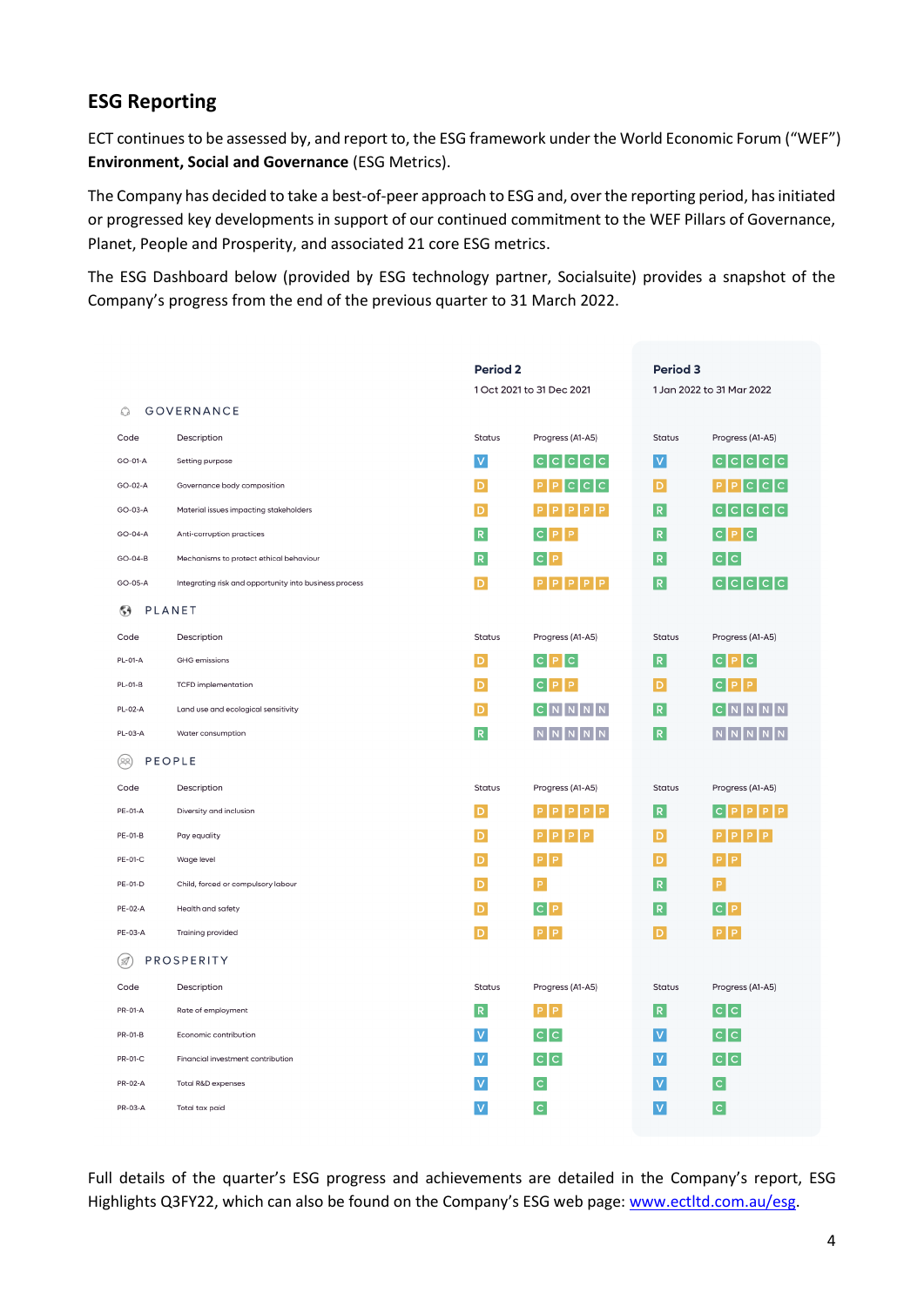## ESG Reporting

ECT continues to be assessed by, and report to, the ESG framework under the World Economic Forum ("WEF") **Environment, Social and Governance** (ESG Metrics).

The Company has decided to take a best-of-peer approach to ESG and, over the reporting period, has initiated or progressed key developments in support of our continued commitment to the WEF Pillars of Governance, Planet, People and Prosperity, and associated 21 core ESG metrics.

The ESG Dashboard below (provided by ESG technology partner, Socialsuite) provides a snapshot of the Company's progress from the end of the previous quarter to 31 March 2022.

| | | Period 2 | | Period 3 | |
|---|---|---|---|---|---|
| | | 1 Oct 2021 to 31 Dec 2021 | | 1 Jan 2022 to 31 Mar 2022 | |
| **GOVERNANCE** | | | | | |
| Code | Description | Status | Progress (A1-A5) | Status | Progress (A1-A5) |
| GO-01-A | Setting purpose | V | C C C C C | V | C C C C C |
| GO-02-A | Governance body composition | D | P P C C C | D | P P C C C |
| GO-03-A | Material issues impacting stakeholders | D | P P P P P | R | C C C C C |
| GO-04-A | Anti-corruption practices | R | C P P | R | C P C |
| GO-04-B | Mechanisms to protect ethical behaviour | R | C P | R | C C |
| GO-05-A | Integrating risk and opportunity into business process | D | P P P P P | R | C C C C C |
| **PLANET** | | | | | |
| Code | Description | Status | Progress (A1-A5) | Status | Progress (A1-A5) |
| PL-01-A | GHG emissions | D | C P C | R | C P C |
| PL-01-B | TCFD implementation | D | C P P | D | C P P |
| PL-02-A | Land use and ecological sensitivity | D | C N N N N | R | C N N N N |
| PL-03-A | Water consumption | R | N N N N N | R | N N N N N |
| **PEOPLE** | | | | | |
| Code | Description | Status | Progress (A1-A5) | Status | Progress (A1-A5) |
| PE-01-A | Diversity and inclusion | D | P P P P P | R | C P P P P |
| PE-01-B | Pay equality | D | P P P P | D | P P P P |
| PE-01-C | Wage level | D | P P | D | P P |
| PE-01-D | Child, forced or compulsory labour | D | P | R | P |
| PE-02-A | Health and safety | D | C P | R | C P |
| PE-03-A | Training provided | D | P P | D | P P |
| **PROSPERITY** | | | | | |
| Code | Description | Status | Progress (A1-A5) | Status | Progress (A1-A5) |
| PR-01-A | Rate of employment | R | P P | R | C C |
| PR-01-B | Economic contribution | V | C C | V | C C |
| PR-01-C | Financial investment contribution | V | C C | V | C C |
| PR-02-A | Total R&D expenses | V | C | V | C |
| PR-03-A | Total tax paid | V | C | V | C |

Full details of the quarter's ESG progress and achievements are detailed in the Company's report, ESG Highlights Q3FY22, which can also be found on the Company's ESG web page: [www.ectltd.com.au/esg](www.ectltd.com.au/esg).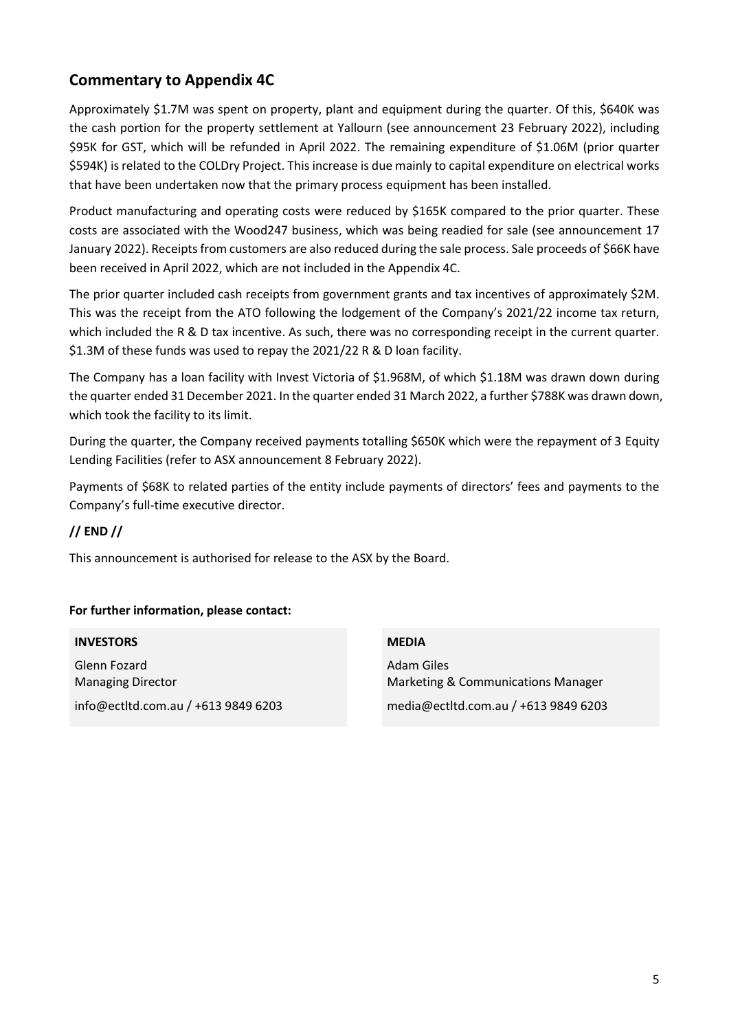## Commentary to Appendix 4C

Approximately $1.7M was spent on property, plant and equipment during the quarter. Of this, $640K was the cash portion for the property settlement at Yallourn (see announcement 23 February 2022), including $95K for GST, which will be refunded in April 2022. The remaining expenditure of $1.06M (prior quarter $594K) is related to the COLDry Project. This increase is due mainly to capital expenditure on electrical works that have been undertaken now that the primary process equipment has been installed.

Product manufacturing and operating costs were reduced by $165K compared to the prior quarter. These costs are associated with the Wood247 business, which was being readied for sale (see announcement 17 January 2022). Receipts from customers are also reduced during the sale process. Sale proceeds of $66K have been received in April 2022, which are not included in the Appendix 4C.

The prior quarter included cash receipts from government grants and tax incentives of approximately $2M. This was the receipt from the ATO following the lodgement of the Company's 2021/22 income tax return, which included the R & D tax incentive. As such, there was no corresponding receipt in the current quarter. $1.3M of these funds was used to repay the 2021/22 R & D loan facility.

The Company has a loan facility with Invest Victoria of $1.968M, of which $1.18M was drawn down during the quarter ended 31 December 2021. In the quarter ended 31 March 2022, a further $788K was drawn down, which took the facility to its limit.

During the quarter, the Company received payments totalling $650K which were the repayment of 3 Equity Lending Facilities (refer to ASX announcement 8 February 2022).

Payments of $68K to related parties of the entity include payments of directors' fees and payments to the Company's full-time executive director.

**// END //**

This announcement is authorised for release to the ASX by the Board.

**For further information, please contact:**

**INVESTORS**

Glenn Fozard
Managing Director

info@ectltd.com.au / +613 9849 6203

**MEDIA**

Adam Giles
Marketing & Communications Manager

media@ectltd.com.au / +613 9849 6203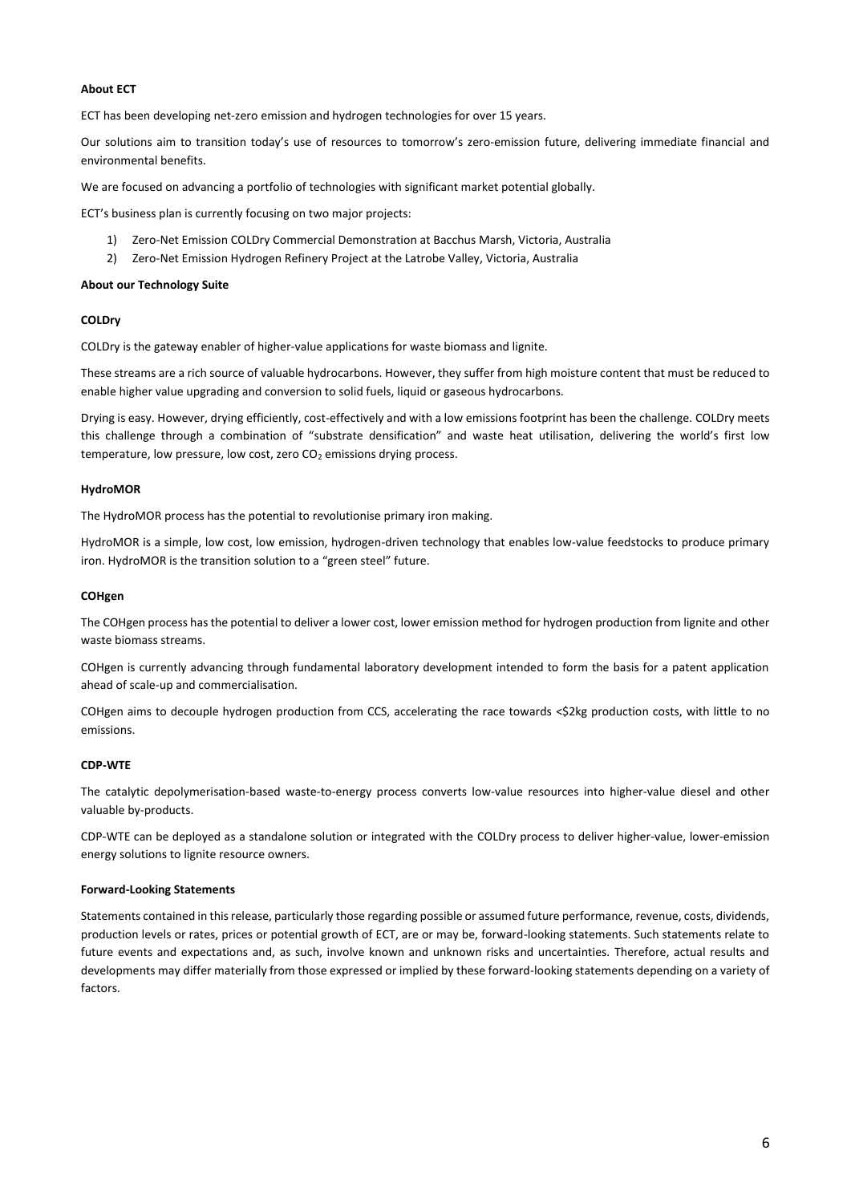**About ECT**

ECT has been developing net-zero emission and hydrogen technologies for over 15 years.

Our solutions aim to transition today's use of resources to tomorrow's zero-emission future, delivering immediate financial and environmental benefits.

We are focused on advancing a portfolio of technologies with significant market potential globally.

ECT's business plan is currently focusing on two major projects:

1) Zero-Net Emission COLDry Commercial Demonstration at Bacchus Marsh, Victoria, Australia
2) Zero-Net Emission Hydrogen Refinery Project at the Latrobe Valley, Victoria, Australia

**About our Technology Suite**

**COLDry**

COLDry is the gateway enabler of higher-value applications for waste biomass and lignite.

These streams are a rich source of valuable hydrocarbons. However, they suffer from high moisture content that must be reduced to enable higher value upgrading and conversion to solid fuels, liquid or gaseous hydrocarbons.

Drying is easy. However, drying efficiently, cost-effectively and with a low emissions footprint has been the challenge. COLDry meets this challenge through a combination of "substrate densification" and waste heat utilisation, delivering the world's first low temperature, low pressure, low cost, zero $CO_2$ emissions drying process.

**HydroMOR**

The HydroMOR process has the potential to revolutionise primary iron making.

HydroMOR is a simple, low cost, low emission, hydrogen-driven technology that enables low-value feedstocks to produce primary iron. HydroMOR is the transition solution to a "green steel" future.

**COHgen**

The COHgen process has the potential to deliver a lower cost, lower emission method for hydrogen production from lignite and other waste biomass streams.

COHgen is currently advancing through fundamental laboratory development intended to form the basis for a patent application ahead of scale-up and commercialisation.

COHgen aims to decouple hydrogen production from CCS, accelerating the race towards <$2kg production costs, with little to no emissions.

**CDP-WTE**

The catalytic depolymerisation-based waste-to-energy process converts low-value resources into higher-value diesel and other valuable by-products.

CDP-WTE can be deployed as a standalone solution or integrated with the COLDry process to deliver higher-value, lower-emission energy solutions to lignite resource owners.

**Forward-Looking Statements**

Statements contained in this release, particularly those regarding possible or assumed future performance, revenue, costs, dividends, production levels or rates, prices or potential growth of ECT, are or may be, forward-looking statements. Such statements relate to future events and expectations and, as such, involve known and unknown risks and uncertainties. Therefore, actual results and developments may differ materially from those expressed or implied by these forward-looking statements depending on a variety of factors.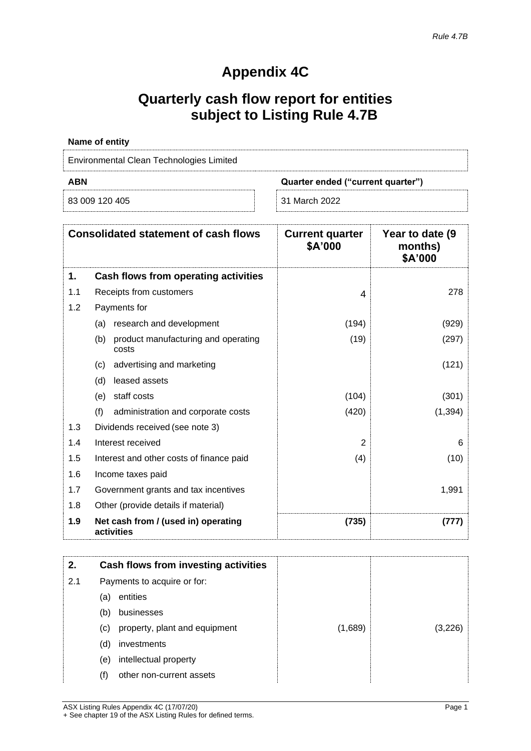*Rule 4.7B*

# Appendix 4C

## Quarterly cash flow report for entities subject to Listing Rule 4.7B

**Name of entity**

Environmental Clean Technologies Limited

| **ABN** | **Quarter ended ("current quarter")** |
|---|---|
| 83 009 120 405 | 31 March 2022 |

| **Consolidated statement of cash flows** | | **Current quarter $A'000** | **Year to date (9 months) $A'000** |
|---|---|---|---|
| **1.** | **Cash flows from operating activities** | | |
| 1.1 | Receipts from customers | 4 | 278 |
| 1.2 | Payments for | | |
| | (a) research and development | (194) | (929) |
| | (b) product manufacturing and operating costs | (19) | (297) |
| | (c) advertising and marketing | | (121) |
| | (d) leased assets | | |
| | (e) staff costs | (104) | (301) |
| | (f) administration and corporate costs | (420) | (1,394) |
| 1.3 | Dividends received (see note 3) | | |
| 1.4 | Interest received | 2 | 6 |
| 1.5 | Interest and other costs of finance paid | (4) | (10) |
| 1.6 | Income taxes paid | | |
| 1.7 | Government grants and tax incentives | | 1,991 |
| 1.8 | Other (provide details if material) | | |
| **1.9** | **Net cash from / (used in) operating activities** | **(735)** | **(777)** |

| | | | |
|---|---|---|---|
| **2.** | **Cash flows from investing activities** | | |
| 2.1 | Payments to acquire or for: | | |
| | (a) entities | | |
| | (b) businesses | | |
| | (c) property, plant and equipment | (1,689) | (3,226) |
| | (d) investments | | |
| | (e) intellectual property | | |
| | (f) other non-current assets | | |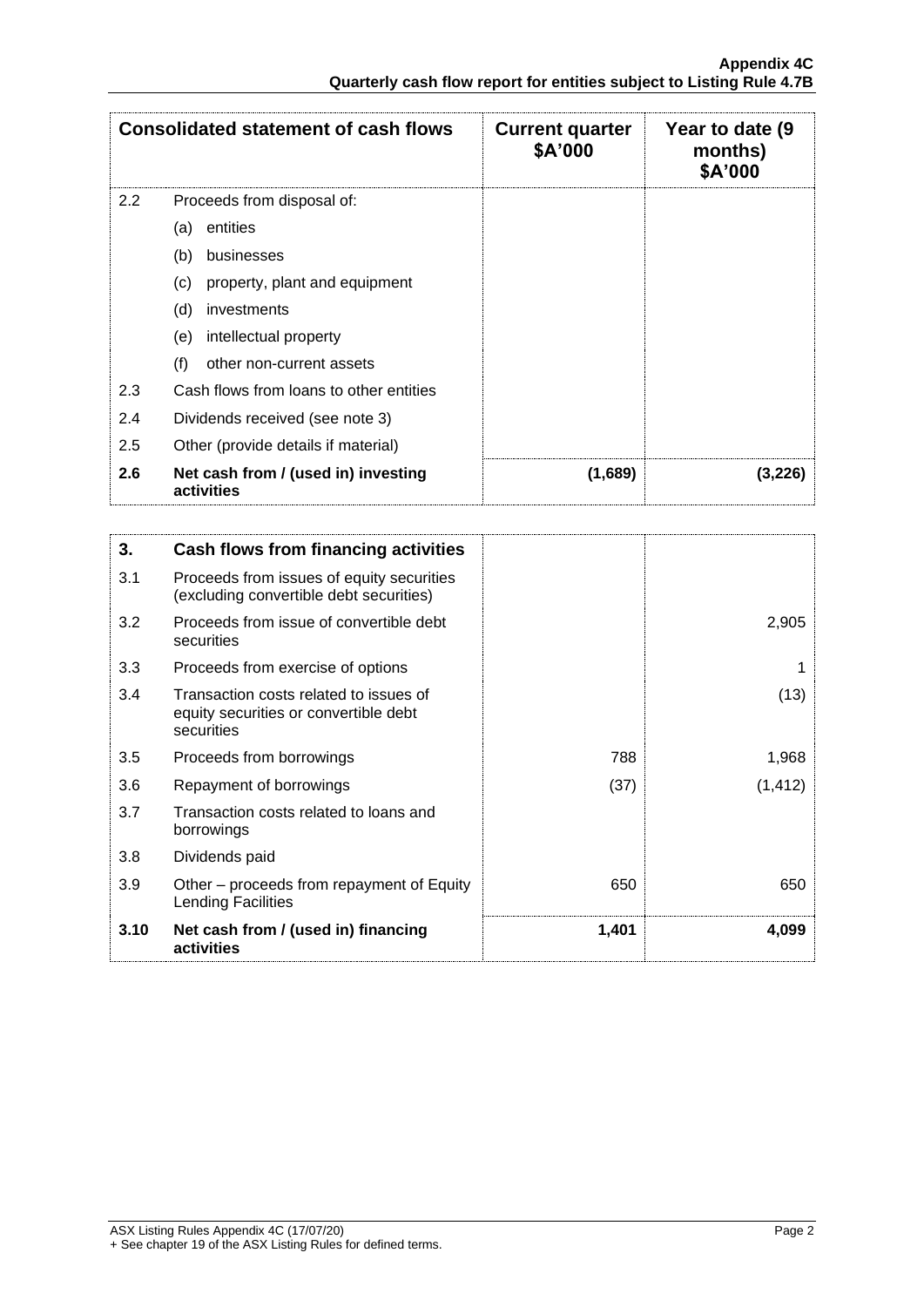| Consolidated statement of cash flows | | Current quarter $A'000 | Year to date (9 months) $A'000 |
|---|---|---|---|
| 2.2 | Proceeds from disposal of: | | |
| | (a) entities | | |
| | (b) businesses | | |
| | (c) property, plant and equipment | | |
| | (d) investments | | |
| | (e) intellectual property | | |
| | (f) other non-current assets | | |
| 2.3 | Cash flows from loans to other entities | | |
| 2.4 | Dividends received (see note 3) | | |
| 2.5 | Other (provide details if material) | | |
| **2.6** | **Net cash from / (used in) investing activities** | **(1,689)** | **(3,226)** |

| | | | |
|---|---|---|---|
| **3.** | **Cash flows from financing activities** | | |
| 3.1 | Proceeds from issues of equity securities (excluding convertible debt securities) | | |
| 3.2 | Proceeds from issue of convertible debt securities | | 2,905 |
| 3.3 | Proceeds from exercise of options | | 1 |
| 3.4 | Transaction costs related to issues of equity securities or convertible debt securities | | (13) |
| 3.5 | Proceeds from borrowings | 788 | 1,968 |
| 3.6 | Repayment of borrowings | (37) | (1,412) |
| 3.7 | Transaction costs related to loans and borrowings | | |
| 3.8 | Dividends paid | | |
| 3.9 | Other – proceeds from repayment of Equity Lending Facilities | 650 | 650 |
| **3.10** | **Net cash from / (used in) financing activities** | **1,401** | **4,099** |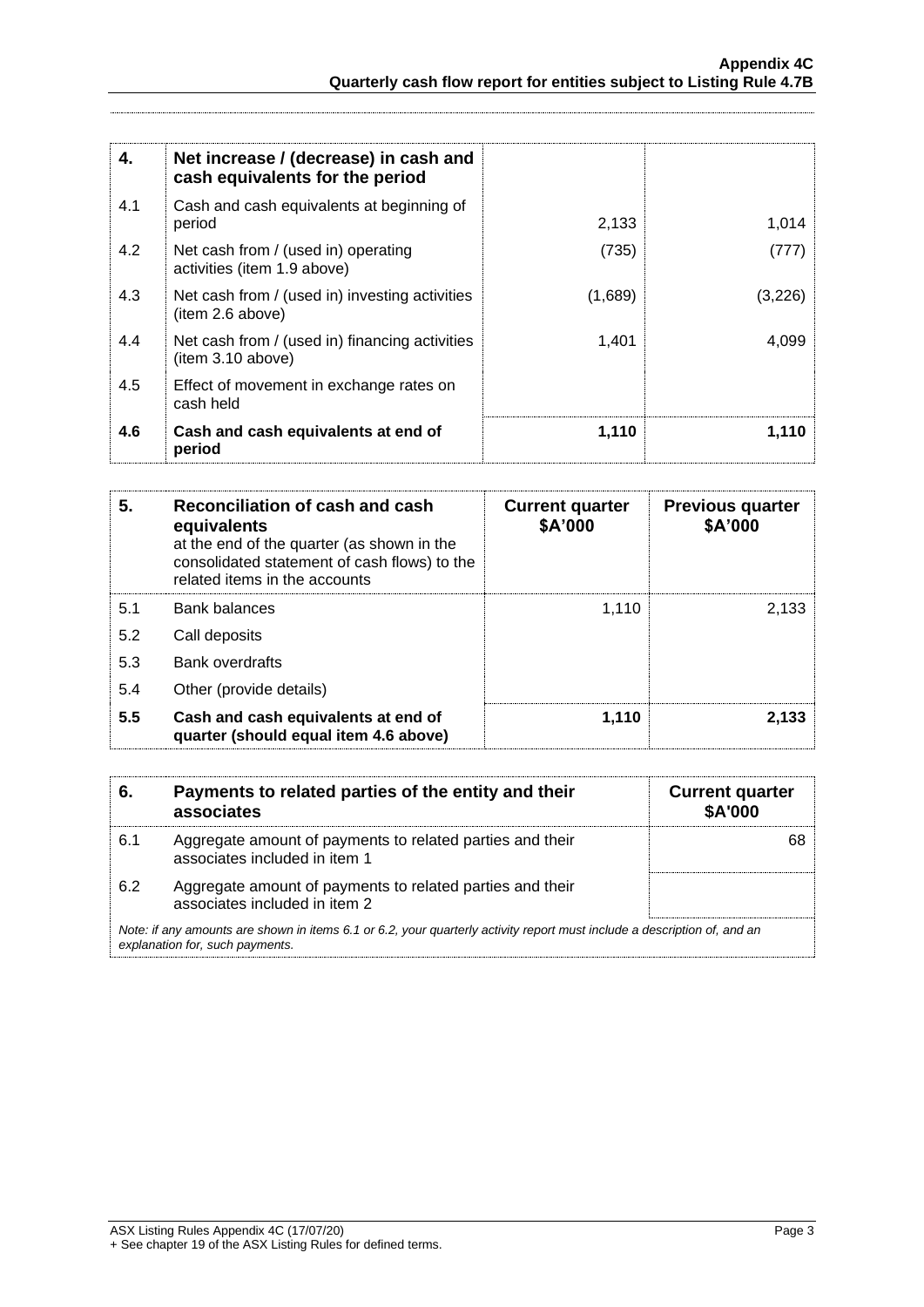| 4. | Net increase / (decrease) in cash and cash equivalents for the period | | |
|---|---|---|---|
| 4.1 | Cash and cash equivalents at beginning of period | 2,133 | 1,014 |
| 4.2 | Net cash from / (used in) operating activities (item 1.9 above) | (735) | (777) |
| 4.3 | Net cash from / (used in) investing activities (item 2.6 above) | (1,689) | (3,226) |
| 4.4 | Net cash from / (used in) financing activities (item 3.10 above) | 1,401 | 4,099 |
| 4.5 | Effect of movement in exchange rates on cash held | | |
| **4.6** | **Cash and cash equivalents at end of period** | **1,110** | **1,110** |

| 5. | **Reconciliation of cash and cash equivalents** at the end of the quarter (as shown in the consolidated statement of cash flows) to the related items in the accounts | **Current quarter \$A'000** | **Previous quarter \$A'000** |
|---|---|---|---|
| 5.1 | Bank balances | 1,110 | 2,133 |
| 5.2 | Call deposits | | |
| 5.3 | Bank overdrafts | | |
| 5.4 | Other (provide details) | | |
| **5.5** | **Cash and cash equivalents at end of quarter (should equal item 4.6 above)** | **1,110** | **2,133** |

| 6. | **Payments to related parties of the entity and their associates** | **Current quarter \$A'000** |
|---|---|---|
| 6.1 | Aggregate amount of payments to related parties and their associates included in item 1 | 68 |
| 6.2 | Aggregate amount of payments to related parties and their associates included in item 2 | |

*Note: if any amounts are shown in items 6.1 or 6.2, your quarterly activity report must include a description of, and an explanation for, such payments.*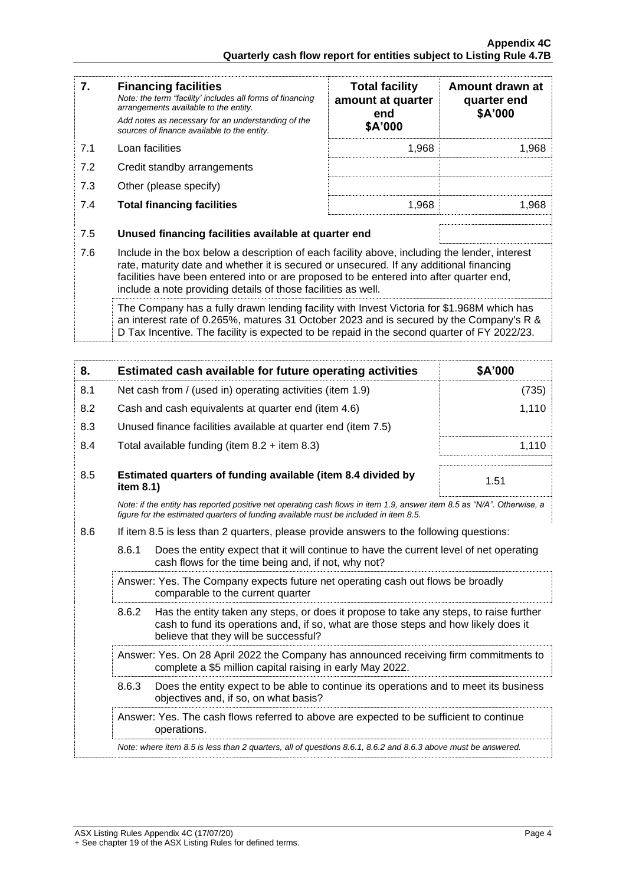| 7. | **Financing facilities**<br>*Note: the term "facility' includes all forms of financing arrangements available to the entity.*<br>*Add notes as necessary for an understanding of the sources of finance available to the entity.* | **Total facility amount at quarter end**<br>**\$A'000** | **Amount drawn at quarter end**<br>**\$A'000** |
|---|---|---|---|
| 7.1 | Loan facilities | 1,968 | 1,968 |
| 7.2 | Credit standby arrangements | | |
| 7.3 | Other (please specify) | | |
| 7.4 | **Total financing facilities** | 1,968 | 1,968 |
| 7.5 | **Unused financing facilities available at quarter end** | | |

7.6 Include in the box below a description of each facility above, including the lender, interest rate, maturity date and whether it is secured or unsecured. If any additional financing facilities have been entered into or are proposed to be entered into after quarter end, include a note providing details of those facilities as well.

The Company has a fully drawn lending facility with Invest Victoria for \$1.968M which has an interest rate of 0.265%, matures 31 October 2023 and is secured by the Company's R & D Tax Incentive. The facility is expected to be repaid in the second quarter of FY 2022/23.

| 8. | **Estimated cash available for future operating activities** | **\$A'000** |
|---|---|---|
| 8.1 | Net cash from / (used in) operating activities (item 1.9) | (735) |
| 8.2 | Cash and cash equivalents at quarter end (item 4.6) | 1,110 |
| 8.3 | Unused finance facilities available at quarter end (item 7.5) | |
| 8.4 | Total available funding (item 8.2 + item 8.3) | 1,110 |
| 8.5 | **Estimated quarters of funding available (item 8.4 divided by item 8.1)** | 1.51 |

*Note: if the entity has reported positive net operating cash flows in item 1.9, answer item 8.5 as "N/A". Otherwise, a figure for the estimated quarters of funding available must be included in item 8.5.*

8.6 If item 8.5 is less than 2 quarters, please provide answers to the following questions:

8.6.1 Does the entity expect that it will continue to have the current level of net operating cash flows for the time being and, if not, why not?

Answer: Yes. The Company expects future net operating cash out flows be broadly comparable to the current quarter

8.6.2 Has the entity taken any steps, or does it propose to take any steps, to raise further cash to fund its operations and, if so, what are those steps and how likely does it believe that they will be successful?

Answer: Yes. On 28 April 2022 the Company has announced receiving firm commitments to complete a \$5 million capital raising in early May 2022.

8.6.3 Does the entity expect to be able to continue its operations and to meet its business objectives and, if so, on what basis?

Answer: Yes. The cash flows referred to above are expected to be sufficient to continue operations.

*Note: where item 8.5 is less than 2 quarters, all of questions 8.6.1, 8.6.2 and 8.6.3 above must be answered.*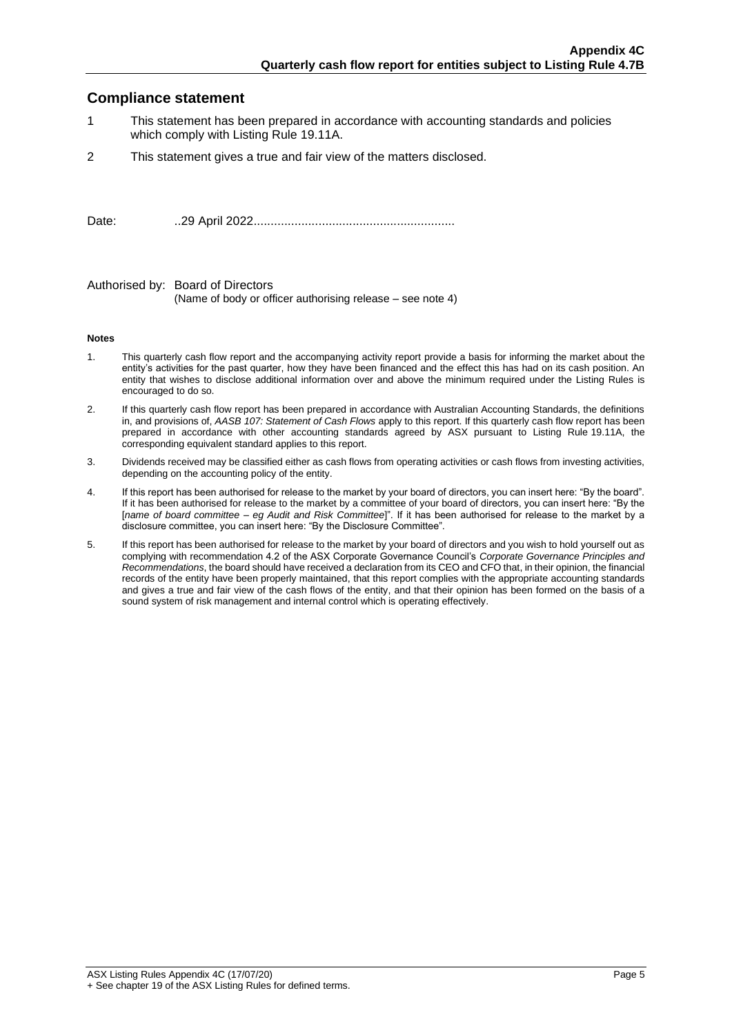## Compliance statement

1. This statement has been prepared in accordance with accounting standards and policies which comply with Listing Rule 19.11A.
2. This statement gives a true and fair view of the matters disclosed.

Date: ..29 April 2022..........................................................

Authorised by: Board of Directors
(Name of body or officer authorising release – see note 4)

#### Notes

1. This quarterly cash flow report and the accompanying activity report provide a basis for informing the market about the entity's activities for the past quarter, how they have been financed and the effect this has had on its cash position. An entity that wishes to disclose additional information over and above the minimum required under the Listing Rules is encouraged to do so.
2. If this quarterly cash flow report has been prepared in accordance with Australian Accounting Standards, the definitions in, and provisions of, *AASB 107: Statement of Cash Flows* apply to this report. If this quarterly cash flow report has been prepared in accordance with other accounting standards agreed by ASX pursuant to Listing Rule 19.11A, the corresponding equivalent standard applies to this report.
3. Dividends received may be classified either as cash flows from operating activities or cash flows from investing activities, depending on the accounting policy of the entity.
4. If this report has been authorised for release to the market by your board of directors, you can insert here: "By the board". If it has been authorised for release to the market by a committee of your board of directors, you can insert here: "By the [*name of board committee – eg Audit and Risk Committee*]". If it has been authorised for release to the market by a disclosure committee, you can insert here: "By the Disclosure Committee".
5. If this report has been authorised for release to the market by your board of directors and you wish to hold yourself out as complying with recommendation 4.2 of the ASX Corporate Governance Council's *Corporate Governance Principles and Recommendations*, the board should have received a declaration from its CEO and CFO that, in their opinion, the financial records of the entity have been properly maintained, that this report complies with the appropriate accounting standards and gives a true and fair view of the cash flows of the entity, and that their opinion has been formed on the basis of a sound system of risk management and internal control which is operating effectively.